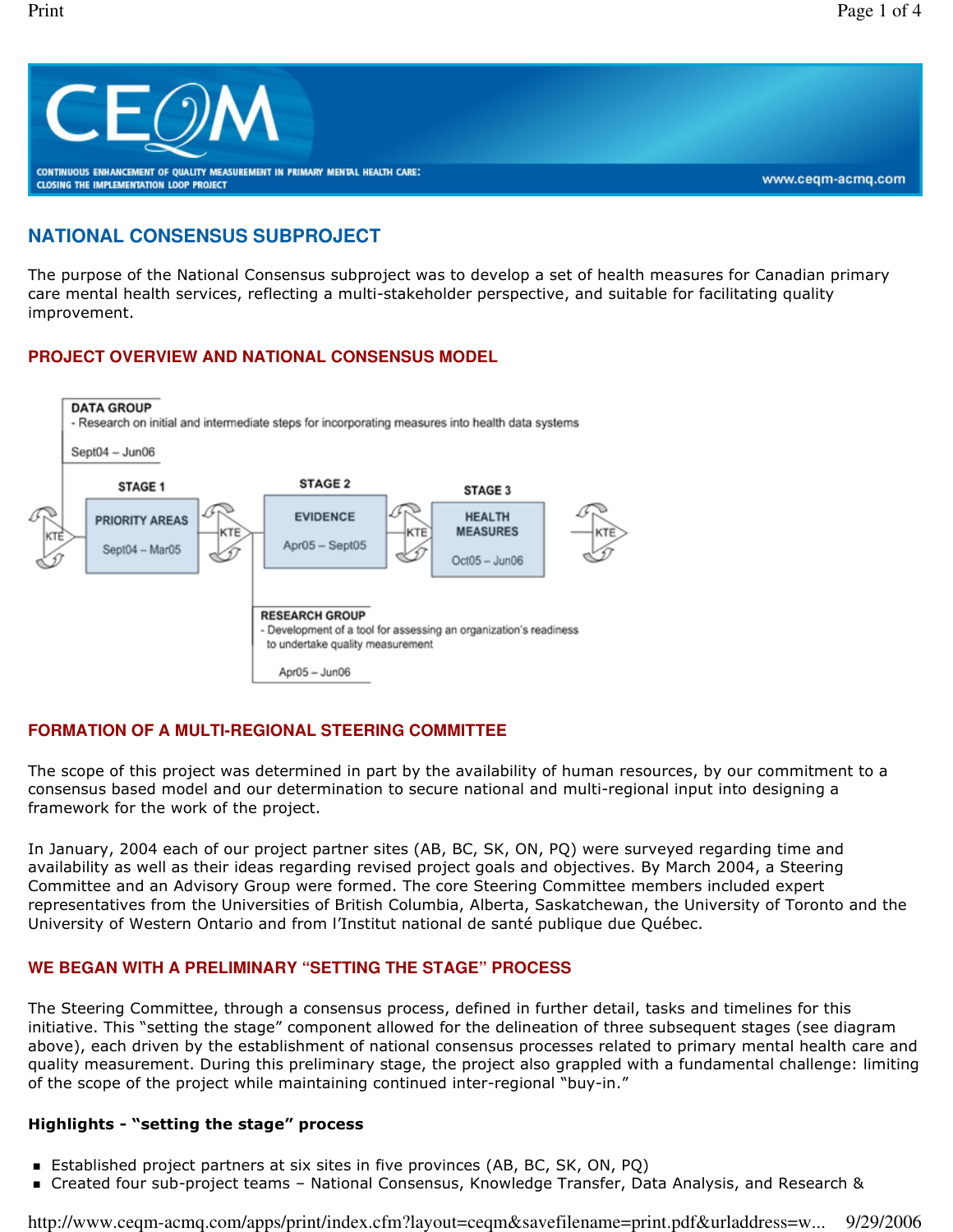# CEQM

CONTINUOUS ENHANCEMENT OF QUALITY MEASUREMENT IN PRIMARY MENTAL HEALTH CARE: CLOSING THE IMPLEMENTATION LOOP PROJECT

www.ceqm-acmq.com

## NATIONAL CONSENSUS SUBPROJECT

The purpose of the National Consensus subproject was to develop a set of health measures for Canadian primary care mental health services, reflecting a multi-stakeholder perspective, and suitable for facilitating quality improvement.

### PROJECT OVERVIEW AND NATIONAL CONSENSUS MODEL

DATA GROUP
- Research on initial and intermediate steps for incorporating measures into health data systems

Sept04 – Jun06

KTE → STAGE 1: PRIORITY AREAS (Sept04 – Mar05) → KTE → STAGE 2: EVIDENCE (Apr05 – Sept05) → KTE → STAGE 3: HEALTH MEASURES (Oct05 – Jun06) → KTE

RESEARCH GROUP
- Development of a tool for assessing an organization's readiness to undertake quality measurement

Apr05 – Jun06

### FORMATION OF A MULTI-REGIONAL STEERING COMMITTEE

The scope of this project was determined in part by the availability of human resources, by our commitment to a consensus based model and our determination to secure national and multi-regional input into designing a framework for the work of the project.

In January, 2004 each of our project partner sites (AB, BC, SK, ON, PQ) were surveyed regarding time and availability as well as their ideas regarding revised project goals and objectives. By March 2004, a Steering Committee and an Advisory Group were formed. The core Steering Committee members included expert representatives from the Universities of British Columbia, Alberta, Saskatchewan, the University of Toronto and the University of Western Ontario and from l'Institut national de santé publique due Québec.

### WE BEGAN WITH A PRELIMINARY "SETTING THE STAGE" PROCESS

The Steering Committee, through a consensus process, defined in further detail, tasks and timelines for this initiative. This "setting the stage" component allowed for the delineation of three subsequent stages (see diagram above), each driven by the establishment of national consensus processes related to primary mental health care and quality measurement. During this preliminary stage, the project also grappled with a fundamental challenge: limiting of the scope of the project while maintaining continued inter-regional "buy-in."

**Highlights - "setting the stage" process**

- Established project partners at six sites in five provinces (AB, BC, SK, ON, PQ)
- Created four sub-project teams – National Consensus, Knowledge Transfer, Data Analysis, and Research &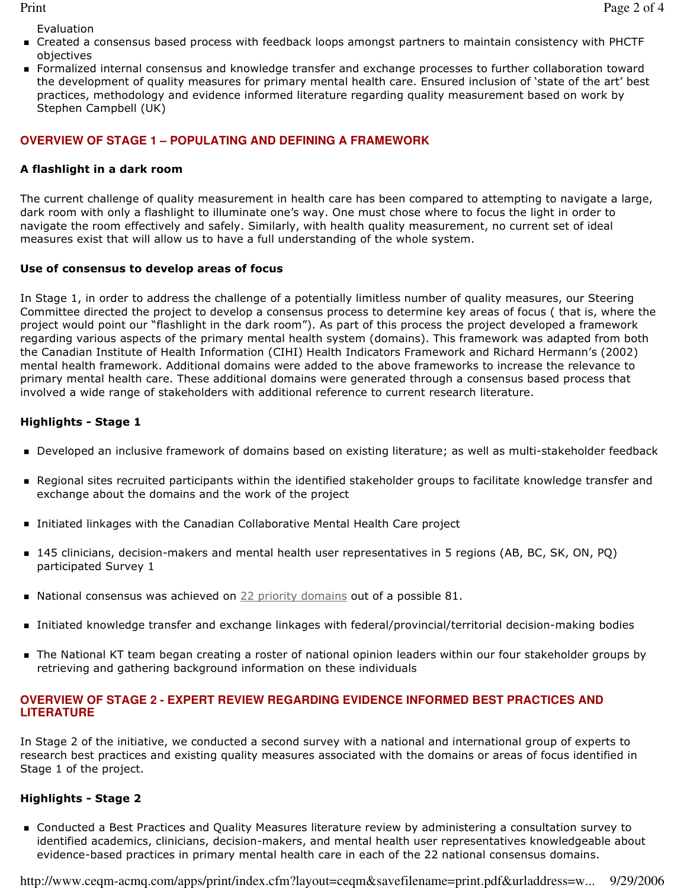Evaluation

- Created a consensus based process with feedback loops amongst partners to maintain consistency with PHCTF objectives
- Formalized internal consensus and knowledge transfer and exchange processes to further collaboration toward the development of quality measures for primary mental health care. Ensured inclusion of 'state of the art' best practices, methodology and evidence informed literature regarding quality measurement based on work by Stephen Campbell (UK)

## OVERVIEW OF STAGE 1 – POPULATING AND DEFINING A FRAMEWORK

### A flashlight in a dark room

The current challenge of quality measurement in health care has been compared to attempting to navigate a large, dark room with only a flashlight to illuminate one's way. One must chose where to focus the light in order to navigate the room effectively and safely. Similarly, with health quality measurement, no current set of ideal measures exist that will allow us to have a full understanding of the whole system.

### Use of consensus to develop areas of focus

In Stage 1, in order to address the challenge of a potentially limitless number of quality measures, our Steering Committee directed the project to develop a consensus process to determine key areas of focus ( that is, where the project would point our "flashlight in the dark room"). As part of this process the project developed a framework regarding various aspects of the primary mental health system (domains). This framework was adapted from both the Canadian Institute of Health Information (CIHI) Health Indicators Framework and Richard Hermann's (2002) mental health framework. Additional domains were added to the above frameworks to increase the relevance to primary mental health care. These additional domains were generated through a consensus based process that involved a wide range of stakeholders with additional reference to current research literature.

### Highlights - Stage 1

- Developed an inclusive framework of domains based on existing literature; as well as multi-stakeholder feedback
- Regional sites recruited participants within the identified stakeholder groups to facilitate knowledge transfer and exchange about the domains and the work of the project
- Initiated linkages with the Canadian Collaborative Mental Health Care project
- 145 clinicians, decision-makers and mental health user representatives in 5 regions (AB, BC, SK, ON, PQ) participated Survey 1
- National consensus was achieved on 22 priority domains out of a possible 81.
- Initiated knowledge transfer and exchange linkages with federal/provincial/territorial decision-making bodies
- The National KT team began creating a roster of national opinion leaders within our four stakeholder groups by retrieving and gathering background information on these individuals

## OVERVIEW OF STAGE 2 - EXPERT REVIEW REGARDING EVIDENCE INFORMED BEST PRACTICES AND LITERATURE

In Stage 2 of the initiative, we conducted a second survey with a national and international group of experts to research best practices and existing quality measures associated with the domains or areas of focus identified in Stage 1 of the project.

### Highlights - Stage 2

- Conducted a Best Practices and Quality Measures literature review by administering a consultation survey to identified academics, clinicians, decision-makers, and mental health user representatives knowledgeable about evidence-based practices in primary mental health care in each of the 22 national consensus domains.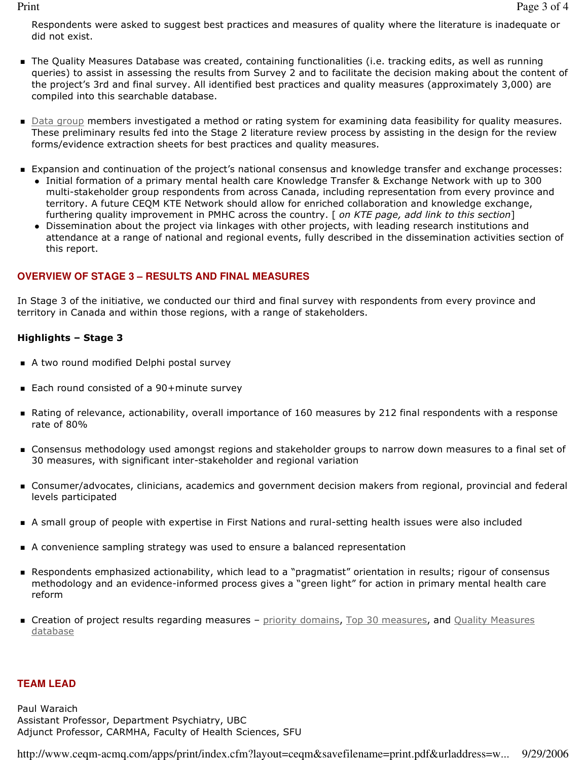Respondents were asked to suggest best practices and measures of quality where the literature is inadequate or did not exist.

- The Quality Measures Database was created, containing functionalities (i.e. tracking edits, as well as running queries) to assist in assessing the results from Survey 2 and to facilitate the decision making about the content of the project's 3rd and final survey. All identified best practices and quality measures (approximately 3,000) are compiled into this searchable database.

- Data group members investigated a method or rating system for examining data feasibility for quality measures. These preliminary results fed into the Stage 2 literature review process by assisting in the design for the review forms/evidence extraction sheets for best practices and quality measures.

- Expansion and continuation of the project's national consensus and knowledge transfer and exchange processes:
  - Initial formation of a primary mental health care Knowledge Transfer & Exchange Network with up to 300 multi-stakeholder group respondents from across Canada, including representation from every province and territory. A future CEQM KTE Network should allow for enriched collaboration and knowledge exchange, furthering quality improvement in PMHC across the country. [ *on KTE page, add link to this section*]
  - Dissemination about the project via linkages with other projects, with leading research institutions and attendance at a range of national and regional events, fully described in the dissemination activities section of this report.

## OVERVIEW OF STAGE 3 – RESULTS AND FINAL MEASURES

In Stage 3 of the initiative, we conducted our third and final survey with respondents from every province and territory in Canada and within those regions, with a range of stakeholders.

**Highlights – Stage 3**

- A two round modified Delphi postal survey

- Each round consisted of a 90+minute survey

- Rating of relevance, actionability, overall importance of 160 measures by 212 final respondents with a response rate of 80%

- Consensus methodology used amongst regions and stakeholder groups to narrow down measures to a final set of 30 measures, with significant inter-stakeholder and regional variation

- Consumer/advocates, clinicians, academics and government decision makers from regional, provincial and federal levels participated

- A small group of people with expertise in First Nations and rural-setting health issues were also included

- A convenience sampling strategy was used to ensure a balanced representation

- Respondents emphasized actionability, which lead to a "pragmatist" orientation in results; rigour of consensus methodology and an evidence-informed process gives a "green light" for action in primary mental health care reform

- Creation of project results regarding measures – priority domains, Top 30 measures, and Quality Measures database

## TEAM LEAD

Paul Waraich
Assistant Professor, Department Psychiatry, UBC
Adjunct Professor, CARMHA, Faculty of Health Sciences, SFU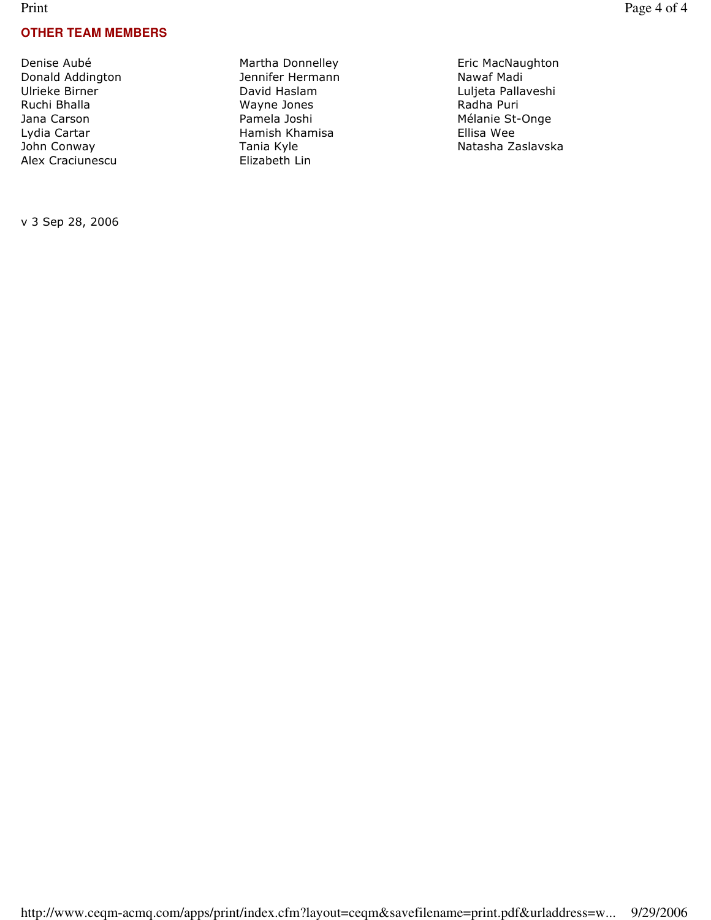## OTHER TEAM MEMBERS

Denise Aubé
Donald Addington
Ulrieke Birner
Ruchi Bhalla
Jana Carson
Lydia Cartar
John Conway
Alex Craciunescu
Martha Donnelley
Jennifer Hermann
David Haslam
Wayne Jones
Pamela Joshi
Hamish Khamisa
Tania Kyle
Elizabeth Lin
Eric MacNaughton
Nawaf Madi
Luljeta Pallaveshi
Radha Puri
Mélanie St-Onge
Ellisa Wee
Natasha Zaslavska

v 3 Sep 28, 2006